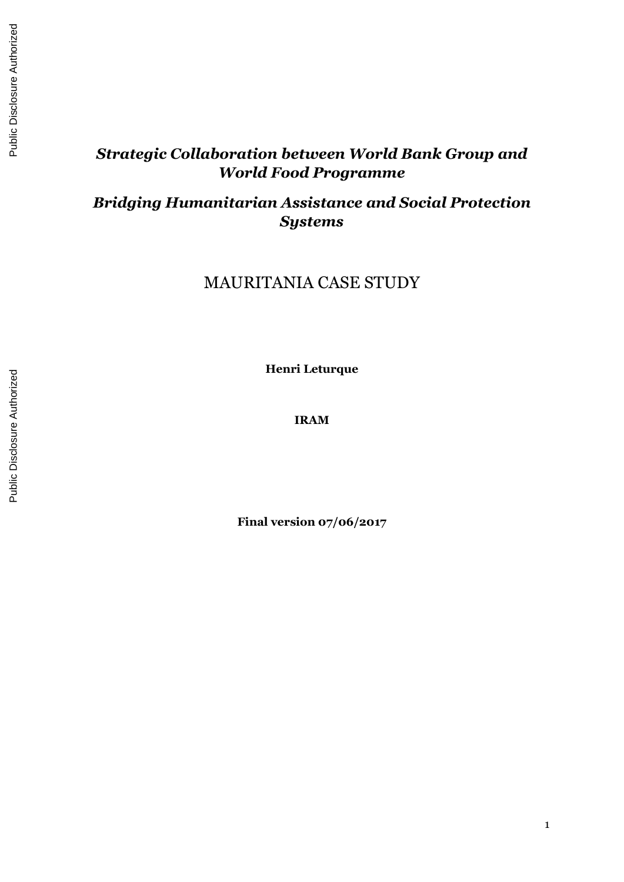***Strategic Collaboration between World Bank Group and World Food Programme***

***Bridging Humanitarian Assistance and Social Protection Systems***

# MAURITANIA CASE STUDY

**Henri Leturque**

**IRAM**

**Final version 07/06/2017**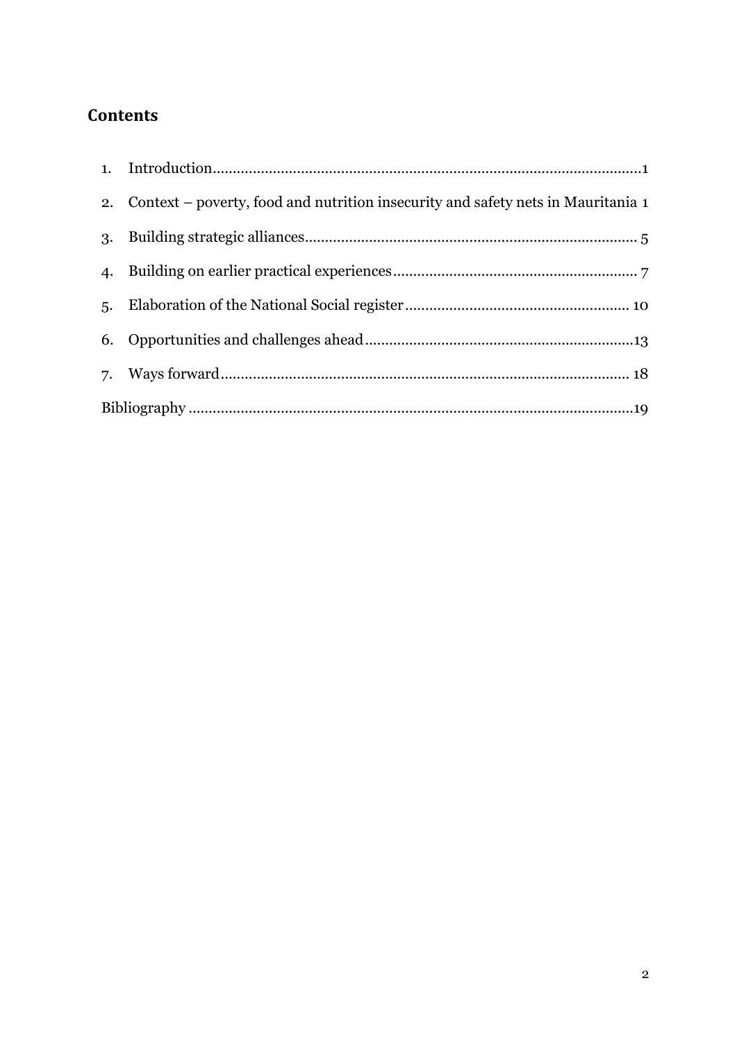## Contents

1. Introduction....................................................................................................1
2. Context – poverty, food and nutrition insecurity and safety nets in Mauritania 1
3. Building strategic alliances........................................................................... 5
4. Building on earlier practical experiences...................................................... 7
5. Elaboration of the National Social register.................................................. 10
6. Opportunities and challenges ahead............................................................13
7. Ways forward............................................................................................... 18

Bibliography..........................................................................................................19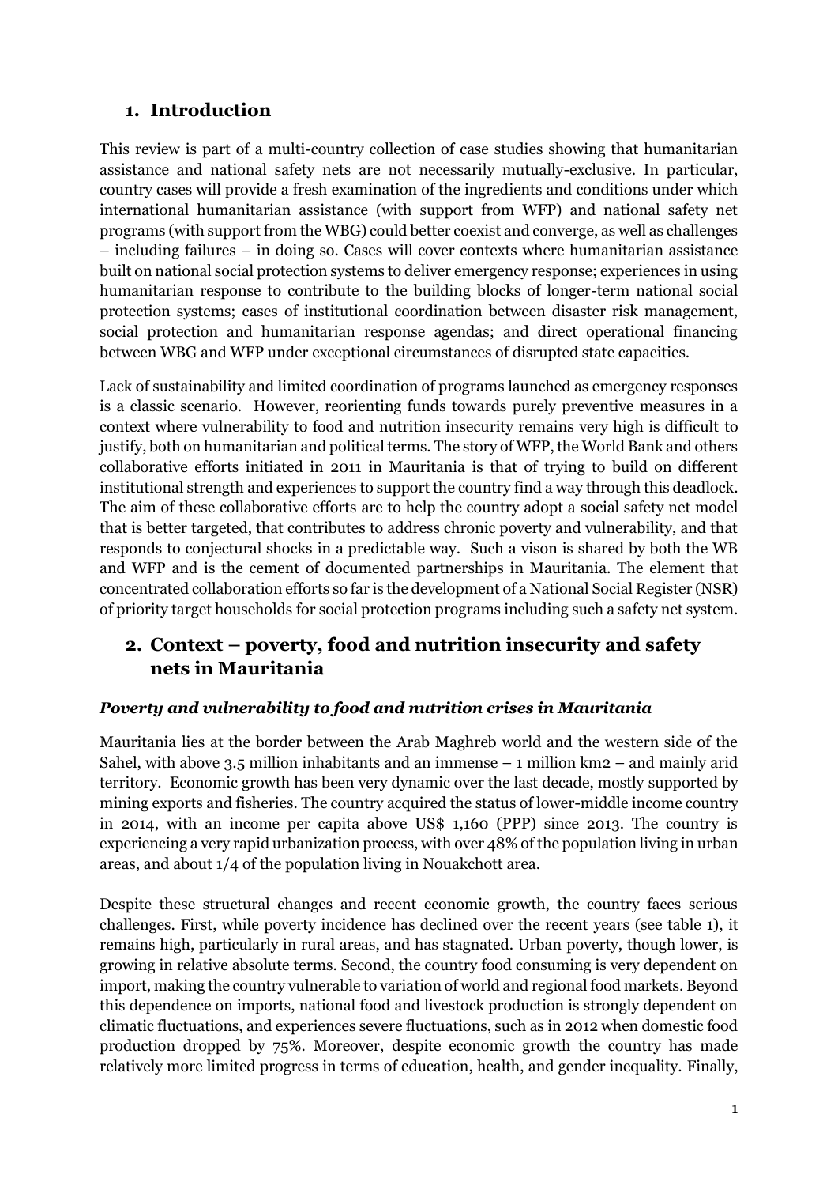## 1. Introduction

This review is part of a multi-country collection of case studies showing that humanitarian assistance and national safety nets are not necessarily mutually-exclusive. In particular, country cases will provide a fresh examination of the ingredients and conditions under which international humanitarian assistance (with support from WFP) and national safety net programs (with support from the WBG) could better coexist and converge, as well as challenges – including failures – in doing so. Cases will cover contexts where humanitarian assistance built on national social protection systems to deliver emergency response; experiences in using humanitarian response to contribute to the building blocks of longer-term national social protection systems; cases of institutional coordination between disaster risk management, social protection and humanitarian response agendas; and direct operational financing between WBG and WFP under exceptional circumstances of disrupted state capacities.

Lack of sustainability and limited coordination of programs launched as emergency responses is a classic scenario. However, reorienting funds towards purely preventive measures in a context where vulnerability to food and nutrition insecurity remains very high is difficult to justify, both on humanitarian and political terms. The story of WFP, the World Bank and others collaborative efforts initiated in 2011 in Mauritania is that of trying to build on different institutional strength and experiences to support the country find a way through this deadlock. The aim of these collaborative efforts are to help the country adopt a social safety net model that is better targeted, that contributes to address chronic poverty and vulnerability, and that responds to conjectural shocks in a predictable way. Such a vison is shared by both the WB and WFP and is the cement of documented partnerships in Mauritania. The element that concentrated collaboration efforts so far is the development of a National Social Register (NSR) of priority target households for social protection programs including such a safety net system.

## 2. Context – poverty, food and nutrition insecurity and safety nets in Mauritania

### *Poverty and vulnerability to food and nutrition crises in Mauritania*

Mauritania lies at the border between the Arab Maghreb world and the western side of the Sahel, with above 3.5 million inhabitants and an immense – 1 million km2 – and mainly arid territory. Economic growth has been very dynamic over the last decade, mostly supported by mining exports and fisheries. The country acquired the status of lower-middle income country in 2014, with an income per capita above US$ 1,160 (PPP) since 2013. The country is experiencing a very rapid urbanization process, with over 48% of the population living in urban areas, and about 1/4 of the population living in Nouakchott area.

Despite these structural changes and recent economic growth, the country faces serious challenges. First, while poverty incidence has declined over the recent years (see table 1), it remains high, particularly in rural areas, and has stagnated. Urban poverty, though lower, is growing in relative absolute terms. Second, the country food consuming is very dependent on import, making the country vulnerable to variation of world and regional food markets. Beyond this dependence on imports, national food and livestock production is strongly dependent on climatic fluctuations, and experiences severe fluctuations, such as in 2012 when domestic food production dropped by 75%. Moreover, despite economic growth the country has made relatively more limited progress in terms of education, health, and gender inequality. Finally,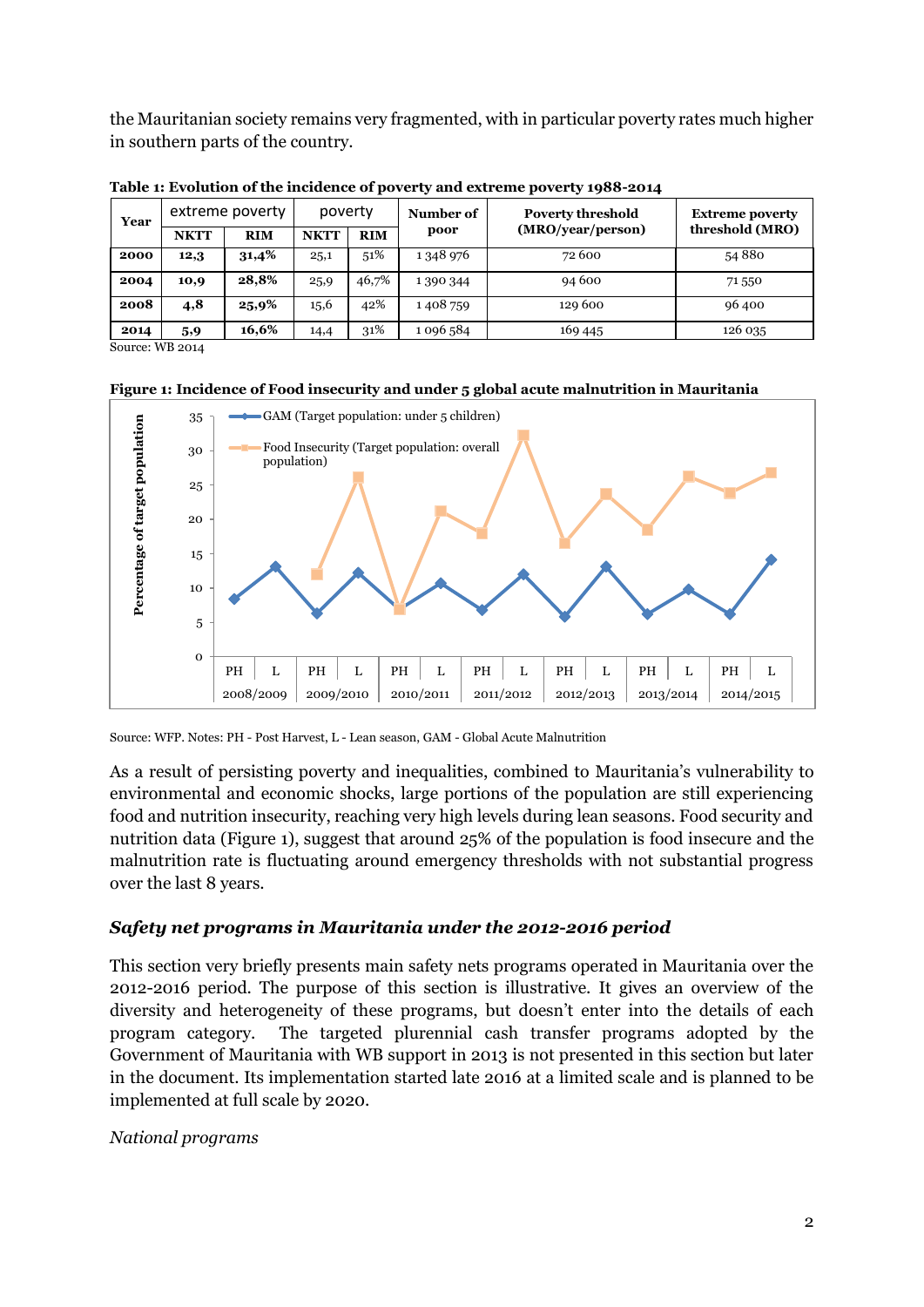the Mauritanian society remains very fragmented, with in particular poverty rates much higher in southern parts of the country.

**Table 1: Evolution of the incidence of poverty and extreme poverty 1988-2014**

| Year | extreme poverty | | poverty | | Number of poor | Poverty threshold (MRO/year/person) | Extreme poverty threshold (MRO) |
|---|---|---|---|---|---|---|---|
| | NKTT | RIM | NKTT | RIM | | | |
| **2000** | **12,3** | **31,4%** | 25,1 | 51% | 1 348 976 | 72 600 | 54 880 |
| **2004** | **10,9** | **28,8%** | 25,9 | 46,7% | 1 390 344 | 94 600 | 71 550 |
| **2008** | **4,8** | **25,9%** | 15,6 | 42% | 1 408 759 | 129 600 | 96 400 |
| **2014** | **5,9** | **16,6%** | 14,4 | 31% | 1 096 584 | 169 445 | 126 035 |

Source: WB 2014

**Figure 1: Incidence of Food insecurity and under 5 global acute malnutrition in Mauritania**

Source: WFP. Notes: PH - Post Harvest, L - Lean season, GAM - Global Acute Malnutrition

As a result of persisting poverty and inequalities, combined to Mauritania's vulnerability to environmental and economic shocks, large portions of the population are still experiencing food and nutrition insecurity, reaching very high levels during lean seasons. Food security and nutrition data (Figure 1), suggest that around 25% of the population is food insecure and the malnutrition rate is fluctuating around emergency thresholds with not substantial progress over the last 8 years.

### *Safety net programs in Mauritania under the 2012-2016 period*

This section very briefly presents main safety nets programs operated in Mauritania over the 2012-2016 period. The purpose of this section is illustrative. It gives an overview of the diversity and heterogeneity of these programs, but doesn't enter into the details of each program category. The targeted plurennial cash transfer programs adopted by the Government of Mauritania with WB support in 2013 is not presented in this section but later in the document. Its implementation started late 2016 at a limited scale and is planned to be implemented at full scale by 2020.

*National programs*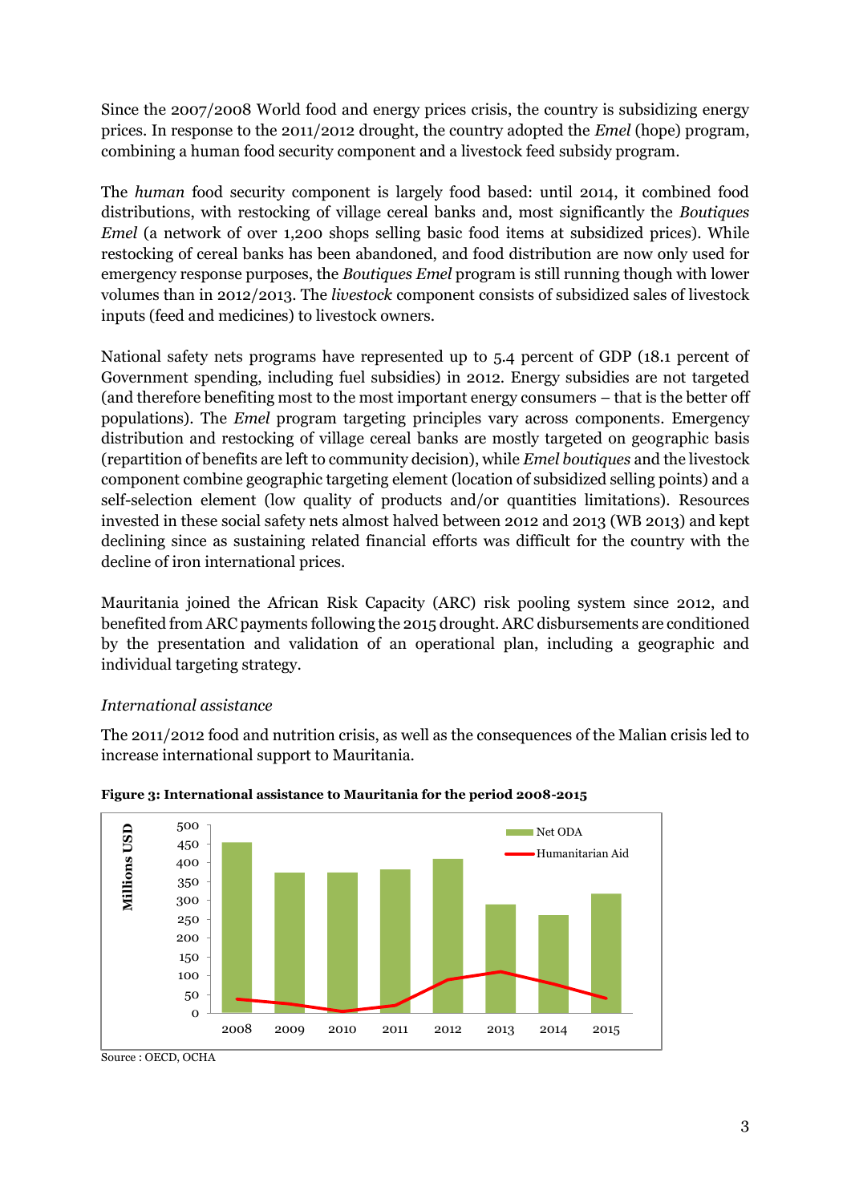Since the 2007/2008 World food and energy prices crisis, the country is subsidizing energy prices. In response to the 2011/2012 drought, the country adopted the *Emel* (hope) program, combining a human food security component and a livestock feed subsidy program.

The *human* food security component is largely food based: until 2014, it combined food distributions, with restocking of village cereal banks and, most significantly the *Boutiques Emel* (a network of over 1,200 shops selling basic food items at subsidized prices). While restocking of cereal banks has been abandoned, and food distribution are now only used for emergency response purposes, the *Boutiques Emel* program is still running though with lower volumes than in 2012/2013. The *livestock* component consists of subsidized sales of livestock inputs (feed and medicines) to livestock owners.

National safety nets programs have represented up to 5.4 percent of GDP (18.1 percent of Government spending, including fuel subsidies) in 2012. Energy subsidies are not targeted (and therefore benefiting most to the most important energy consumers – that is the better off populations). The *Emel* program targeting principles vary across components. Emergency distribution and restocking of village cereal banks are mostly targeted on geographic basis (repartition of benefits are left to community decision), while *Emel boutiques* and the livestock component combine geographic targeting element (location of subsidized selling points) and a self-selection element (low quality of products and/or quantities limitations). Resources invested in these social safety nets almost halved between 2012 and 2013 (WB 2013) and kept declining since as sustaining related financial efforts was difficult for the country with the decline of iron international prices.

Mauritania joined the African Risk Capacity (ARC) risk pooling system since 2012, and benefited from ARC payments following the 2015 drought. ARC disbursements are conditioned by the presentation and validation of an operational plan, including a geographic and individual targeting strategy.

*International assistance*

The 2011/2012 food and nutrition crisis, as well as the consequences of the Malian crisis led to increase international support to Mauritania.

**Figure 3: International assistance to Mauritania for the period 2008-2015**

Source : OECD, OCHA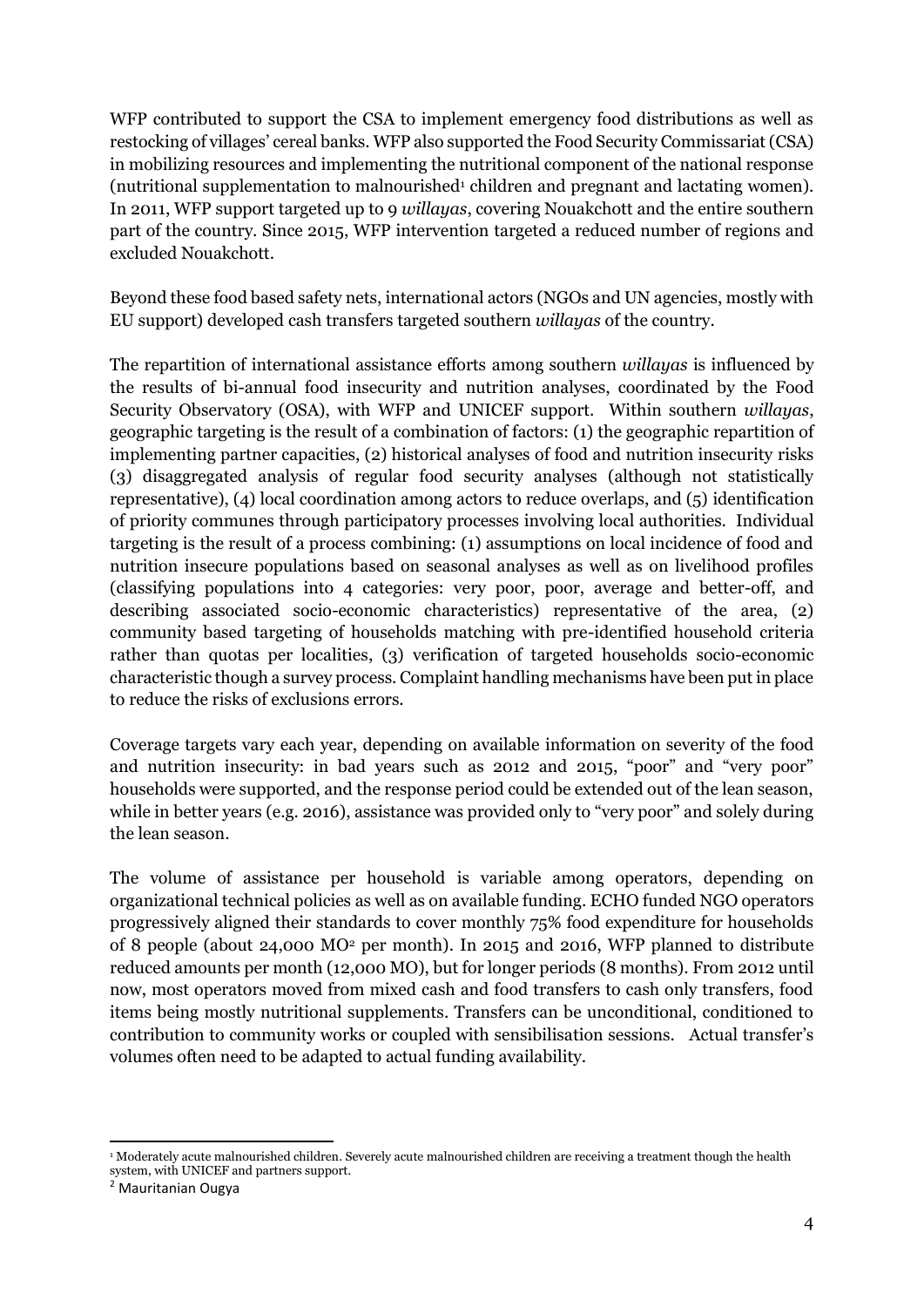WFP contributed to support the CSA to implement emergency food distributions as well as restocking of villages' cereal banks. WFP also supported the Food Security Commissariat (CSA) in mobilizing resources and implementing the nutritional component of the national response (nutritional supplementation to malnourished[1] children and pregnant and lactating women). In 2011, WFP support targeted up to 9 *willayas*, covering Nouakchott and the entire southern part of the country. Since 2015, WFP intervention targeted a reduced number of regions and excluded Nouakchott.

Beyond these food based safety nets, international actors (NGOs and UN agencies, mostly with EU support) developed cash transfers targeted southern *willayas* of the country.

The repartition of international assistance efforts among southern *willayas* is influenced by the results of bi-annual food insecurity and nutrition analyses, coordinated by the Food Security Observatory (OSA), with WFP and UNICEF support. Within southern *willayas*, geographic targeting is the result of a combination of factors: (1) the geographic repartition of implementing partner capacities, (2) historical analyses of food and nutrition insecurity risks (3) disaggregated analysis of regular food security analyses (although not statistically representative), (4) local coordination among actors to reduce overlaps, and (5) identification of priority communes through participatory processes involving local authorities. Individual targeting is the result of a process combining: (1) assumptions on local incidence of food and nutrition insecure populations based on seasonal analyses as well as on livelihood profiles (classifying populations into 4 categories: very poor, poor, average and better-off, and describing associated socio-economic characteristics) representative of the area, (2) community based targeting of households matching with pre-identified household criteria rather than quotas per localities, (3) verification of targeted households socio-economic characteristic though a survey process. Complaint handling mechanisms have been put in place to reduce the risks of exclusions errors.

Coverage targets vary each year, depending on available information on severity of the food and nutrition insecurity: in bad years such as 2012 and 2015, "poor" and "very poor" households were supported, and the response period could be extended out of the lean season, while in better years (e.g. 2016), assistance was provided only to "very poor" and solely during the lean season.

The volume of assistance per household is variable among operators, depending on organizational technical policies as well as on available funding. ECHO funded NGO operators progressively aligned their standards to cover monthly 75% food expenditure for households of 8 people (about 24,000 MO[2] per month). In 2015 and 2016, WFP planned to distribute reduced amounts per month (12,000 MO), but for longer periods (8 months). From 2012 until now, most operators moved from mixed cash and food transfers to cash only transfers, food items being mostly nutritional supplements. Transfers can be unconditional, conditioned to contribution to community works or coupled with sensibilisation sessions. Actual transfer's volumes often need to be adapted to actual funding availability.

---

[1] Moderately acute malnourished children. Severely acute malnourished children are receiving a treatment though the health system, with UNICEF and partners support.

[2] Mauritanian Ougya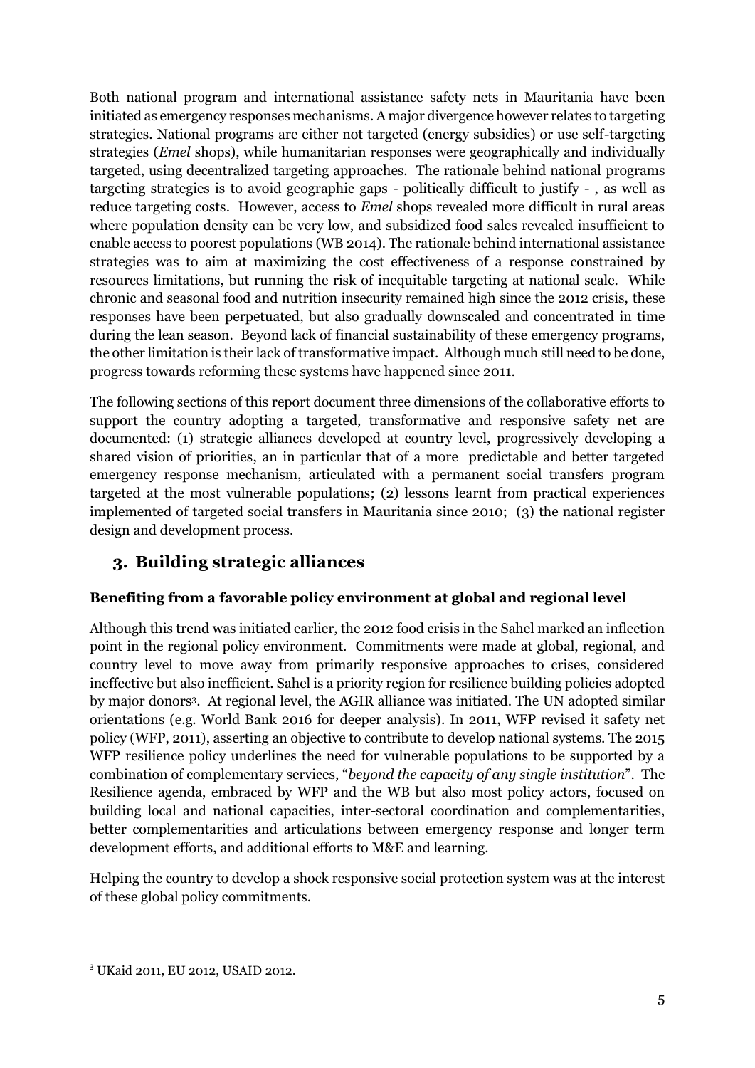Both national program and international assistance safety nets in Mauritania have been initiated as emergency responses mechanisms. A major divergence however relates to targeting strategies. National programs are either not targeted (energy subsidies) or use self-targeting strategies (*Emel* shops), while humanitarian responses were geographically and individually targeted, using decentralized targeting approaches. The rationale behind national programs targeting strategies is to avoid geographic gaps - politically difficult to justify - , as well as reduce targeting costs. However, access to *Emel* shops revealed more difficult in rural areas where population density can be very low, and subsidized food sales revealed insufficient to enable access to poorest populations (WB 2014). The rationale behind international assistance strategies was to aim at maximizing the cost effectiveness of a response constrained by resources limitations, but running the risk of inequitable targeting at national scale. While chronic and seasonal food and nutrition insecurity remained high since the 2012 crisis, these responses have been perpetuated, but also gradually downscaled and concentrated in time during the lean season. Beyond lack of financial sustainability of these emergency programs, the other limitation is their lack of transformative impact. Although much still need to be done, progress towards reforming these systems have happened since 2011.

The following sections of this report document three dimensions of the collaborative efforts to support the country adopting a targeted, transformative and responsive safety net are documented: (1) strategic alliances developed at country level, progressively developing a shared vision of priorities, an in particular that of a more predictable and better targeted emergency response mechanism, articulated with a permanent social transfers program targeted at the most vulnerable populations; (2) lessons learnt from practical experiences implemented of targeted social transfers in Mauritania since 2010; (3) the national register design and development process.

## 3. Building strategic alliances

**Benefiting from a favorable policy environment at global and regional level**

Although this trend was initiated earlier, the 2012 food crisis in the Sahel marked an inflection point in the regional policy environment. Commitments were made at global, regional, and country level to move away from primarily responsive approaches to crises, considered ineffective but also inefficient. Sahel is a priority region for resilience building policies adopted by major donors[3]. At regional level, the AGIR alliance was initiated. The UN adopted similar orientations (e.g. World Bank 2016 for deeper analysis). In 2011, WFP revised it safety net policy (WFP, 2011), asserting an objective to contribute to develop national systems. The 2015 WFP resilience policy underlines the need for vulnerable populations to be supported by a combination of complementary services, "*beyond the capacity of any single institution*". The Resilience agenda, embraced by WFP and the WB but also most policy actors, focused on building local and national capacities, inter-sectoral coordination and complementarities, better complementarities and articulations between emergency response and longer term development efforts, and additional efforts to M&E and learning.

Helping the country to develop a shock responsive social protection system was at the interest of these global policy commitments.

[3] UKaid 2011, EU 2012, USAID 2012.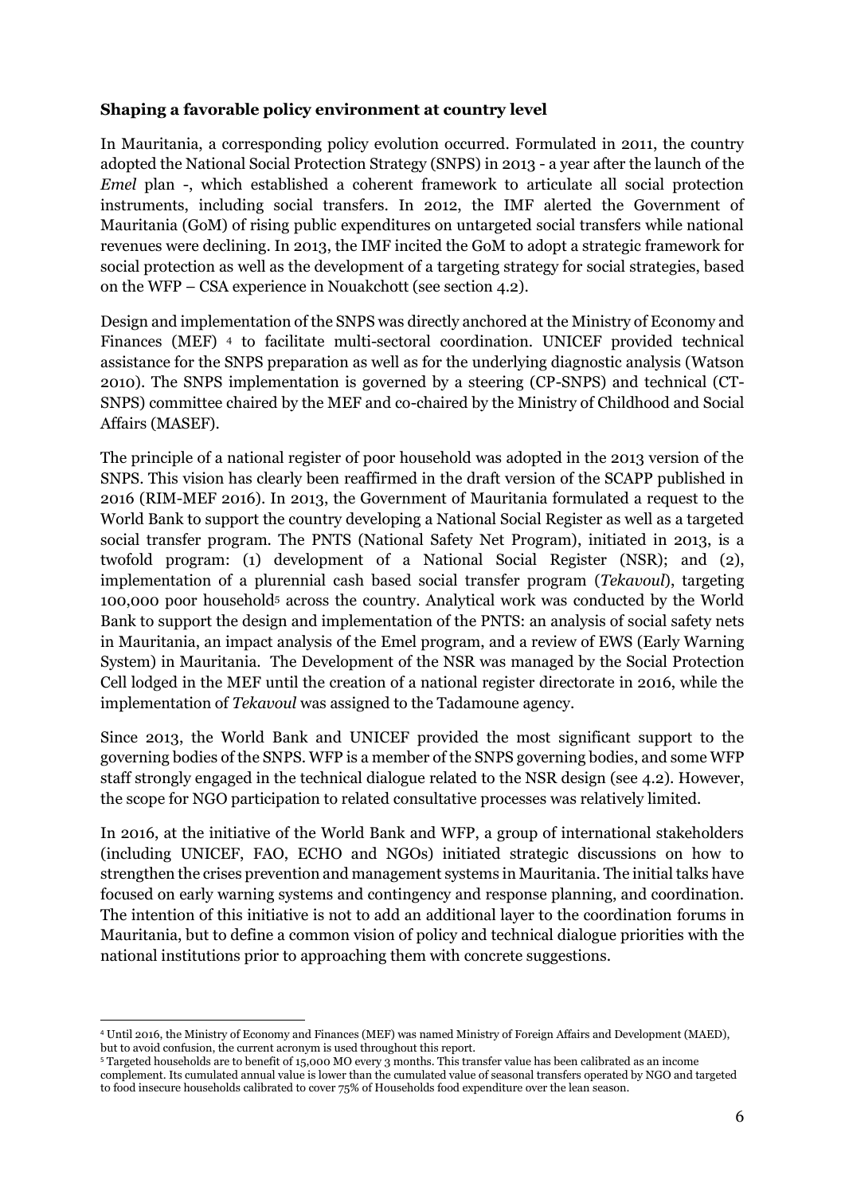**Shaping a favorable policy environment at country level**

In Mauritania, a corresponding policy evolution occurred. Formulated in 2011, the country adopted the National Social Protection Strategy (SNPS) in 2013 - a year after the launch of the *Emel* plan -, which established a coherent framework to articulate all social protection instruments, including social transfers. In 2012, the IMF alerted the Government of Mauritania (GoM) of rising public expenditures on untargeted social transfers while national revenues were declining. In 2013, the IMF incited the GoM to adopt a strategic framework for social protection as well as the development of a targeting strategy for social strategies, based on the WFP – CSA experience in Nouakchott (see section 4.2).

Design and implementation of the SNPS was directly anchored at the Ministry of Economy and Finances (MEF) [4] to facilitate multi-sectoral coordination. UNICEF provided technical assistance for the SNPS preparation as well as for the underlying diagnostic analysis (Watson 2010). The SNPS implementation is governed by a steering (CP-SNPS) and technical (CT-SNPS) committee chaired by the MEF and co-chaired by the Ministry of Childhood and Social Affairs (MASEF).

The principle of a national register of poor household was adopted in the 2013 version of the SNPS. This vision has clearly been reaffirmed in the draft version of the SCAPP published in 2016 (RIM-MEF 2016). In 2013, the Government of Mauritania formulated a request to the World Bank to support the country developing a National Social Register as well as a targeted social transfer program. The PNTS (National Safety Net Program), initiated in 2013, is a twofold program: (1) development of a National Social Register (NSR); and (2), implementation of a plurennial cash based social transfer program (*Tekavoul*), targeting 100,000 poor household[5] across the country. Analytical work was conducted by the World Bank to support the design and implementation of the PNTS: an analysis of social safety nets in Mauritania, an impact analysis of the Emel program, and a review of EWS (Early Warning System) in Mauritania. The Development of the NSR was managed by the Social Protection Cell lodged in the MEF until the creation of a national register directorate in 2016, while the implementation of *Tekavoul* was assigned to the Tadamoune agency.

Since 2013, the World Bank and UNICEF provided the most significant support to the governing bodies of the SNPS. WFP is a member of the SNPS governing bodies, and some WFP staff strongly engaged in the technical dialogue related to the NSR design (see 4.2). However, the scope for NGO participation to related consultative processes was relatively limited.

In 2016, at the initiative of the World Bank and WFP, a group of international stakeholders (including UNICEF, FAO, ECHO and NGOs) initiated strategic discussions on how to strengthen the crises prevention and management systems in Mauritania. The initial talks have focused on early warning systems and contingency and response planning, and coordination. The intention of this initiative is not to add an additional layer to the coordination forums in Mauritania, but to define a common vision of policy and technical dialogue priorities with the national institutions prior to approaching them with concrete suggestions.

---

[4] Until 2016, the Ministry of Economy and Finances (MEF) was named Ministry of Foreign Affairs and Development (MAED), but to avoid confusion, the current acronym is used throughout this report.

[5] Targeted households are to benefit of 15,000 MO every 3 months. This transfer value has been calibrated as an income complement. Its cumulated annual value is lower than the cumulated value of seasonal transfers operated by NGO and targeted to food insecure households calibrated to cover 75% of Households food expenditure over the lean season.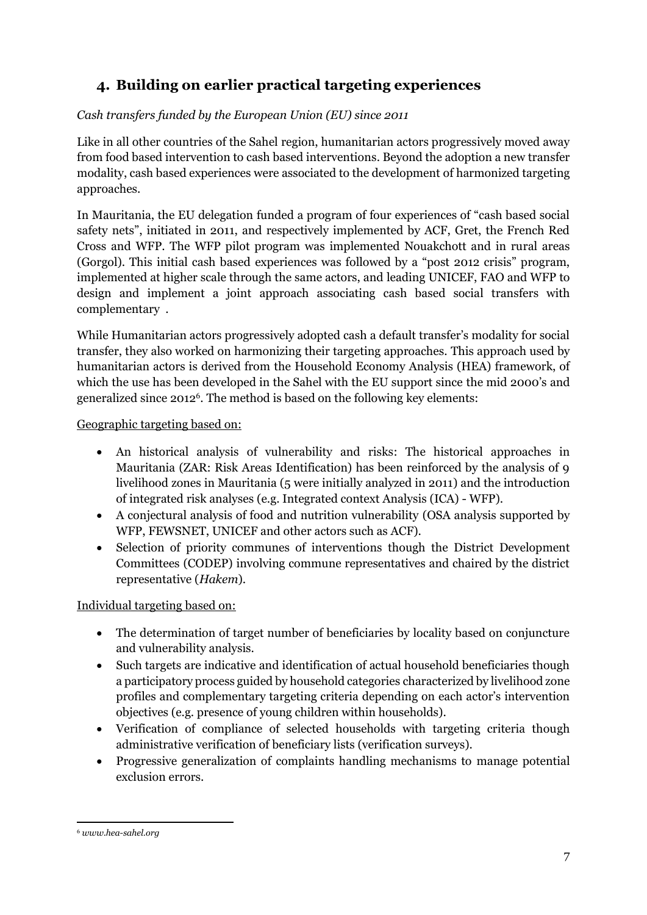## 4. Building on earlier practical targeting experiences

*Cash transfers funded by the European Union (EU) since 2011*

Like in all other countries of the Sahel region, humanitarian actors progressively moved away from food based intervention to cash based interventions. Beyond the adoption a new transfer modality, cash based experiences were associated to the development of harmonized targeting approaches.

In Mauritania, the EU delegation funded a program of four experiences of "cash based social safety nets", initiated in 2011, and respectively implemented by ACF, Gret, the French Red Cross and WFP. The WFP pilot program was implemented Nouakchott and in rural areas (Gorgol). This initial cash based experiences was followed by a "post 2012 crisis" program, implemented at higher scale through the same actors, and leading UNICEF, FAO and WFP to design and implement a joint approach associating cash based social transfers with complementary .

While Humanitarian actors progressively adopted cash a default transfer's modality for social transfer, they also worked on harmonizing their targeting approaches. This approach used by humanitarian actors is derived from the Household Economy Analysis (HEA) framework, of which the use has been developed in the Sahel with the EU support since the mid 2000's and generalized since 2012[6]. The method is based on the following key elements:

Geographic targeting based on:

- An historical analysis of vulnerability and risks: The historical approaches in Mauritania (ZAR: Risk Areas Identification) has been reinforced by the analysis of 9 livelihood zones in Mauritania (5 were initially analyzed in 2011) and the introduction of integrated risk analyses (e.g. Integrated context Analysis (ICA) - WFP).
- A conjectural analysis of food and nutrition vulnerability (OSA analysis supported by WFP, FEWSNET, UNICEF and other actors such as ACF).
- Selection of priority communes of interventions though the District Development Committees (CODEP) involving commune representatives and chaired by the district representative (*Hakem*).

Individual targeting based on:

- The determination of target number of beneficiaries by locality based on conjuncture and vulnerability analysis.
- Such targets are indicative and identification of actual household beneficiaries though a participatory process guided by household categories characterized by livelihood zone profiles and complementary targeting criteria depending on each actor's intervention objectives (e.g. presence of young children within households).
- Verification of compliance of selected households with targeting criteria though administrative verification of beneficiary lists (verification surveys).
- Progressive generalization of complaints handling mechanisms to manage potential exclusion errors.

---

[6] *www.hea-sahel.org*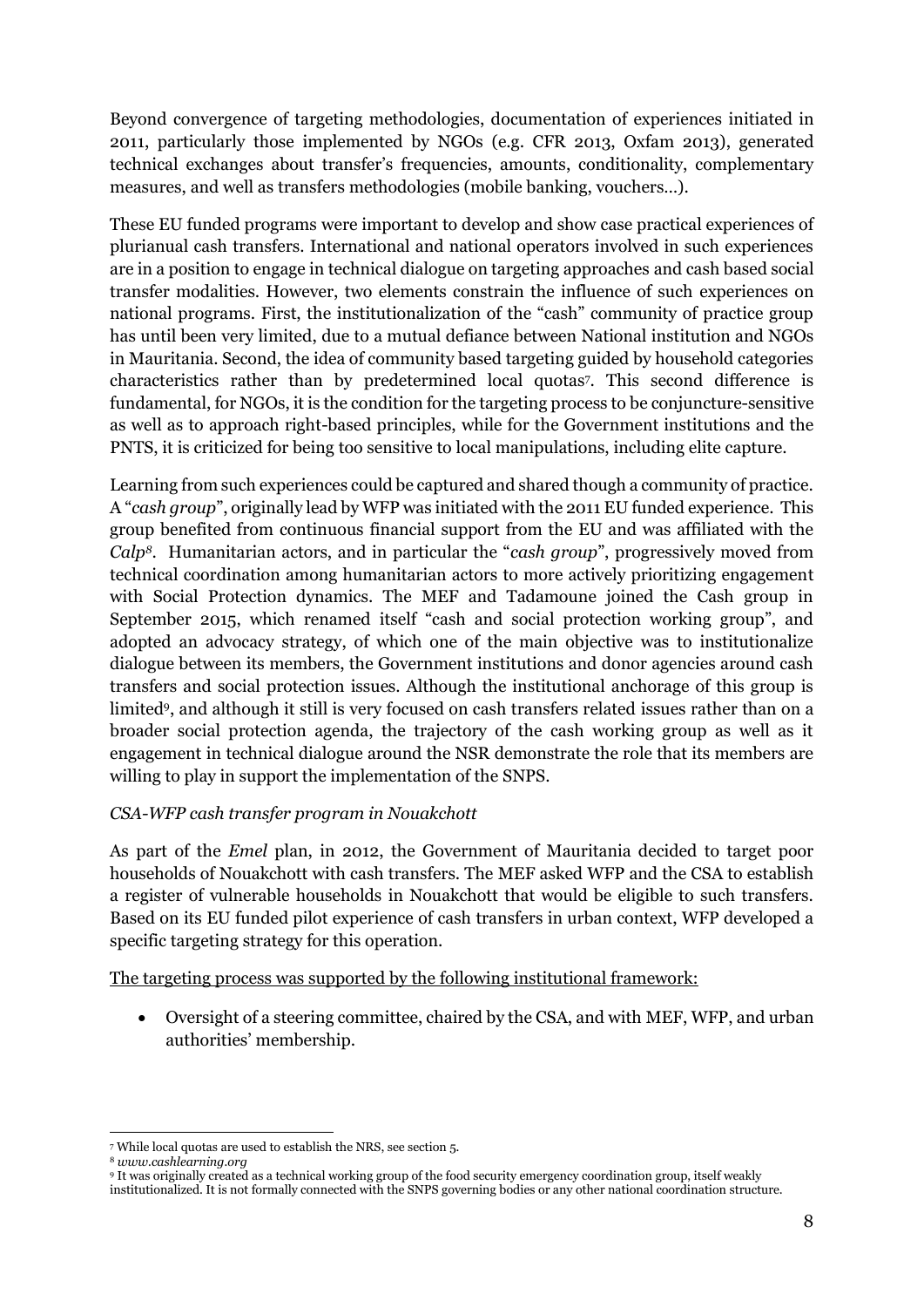Beyond convergence of targeting methodologies, documentation of experiences initiated in 2011, particularly those implemented by NGOs (e.g. CFR 2013, Oxfam 2013), generated technical exchanges about transfer's frequencies, amounts, conditionality, complementary measures, and well as transfers methodologies (mobile banking, vouchers…).

These EU funded programs were important to develop and show case practical experiences of plurianual cash transfers. International and national operators involved in such experiences are in a position to engage in technical dialogue on targeting approaches and cash based social transfer modalities. However, two elements constrain the influence of such experiences on national programs. First, the institutionalization of the "cash" community of practice group has until been very limited, due to a mutual defiance between National institution and NGOs in Mauritania. Second, the idea of community based targeting guided by household categories characteristics rather than by predetermined local quotas[7]. This second difference is fundamental, for NGOs, it is the condition for the targeting process to be conjuncture-sensitive as well as to approach right-based principles, while for the Government institutions and the PNTS, it is criticized for being too sensitive to local manipulations, including elite capture.

Learning from such experiences could be captured and shared though a community of practice. A "*cash group*", originally lead by WFP was initiated with the 2011 EU funded experience. This group benefited from continuous financial support from the EU and was affiliated with the *Calp*[8]. Humanitarian actors, and in particular the "*cash group*", progressively moved from technical coordination among humanitarian actors to more actively prioritizing engagement with Social Protection dynamics. The MEF and Tadamoune joined the Cash group in September 2015, which renamed itself "cash and social protection working group", and adopted an advocacy strategy, of which one of the main objective was to institutionalize dialogue between its members, the Government institutions and donor agencies around cash transfers and social protection issues. Although the institutional anchorage of this group is limited[9], and although it still is very focused on cash transfers related issues rather than on a broader social protection agenda, the trajectory of the cash working group as well as it engagement in technical dialogue around the NSR demonstrate the role that its members are willing to play in support the implementation of the SNPS.

*CSA-WFP cash transfer program in Nouakchott*

As part of the *Emel* plan, in 2012, the Government of Mauritania decided to target poor households of Nouakchott with cash transfers. The MEF asked WFP and the CSA to establish a register of vulnerable households in Nouakchott that would be eligible to such transfers. Based on its EU funded pilot experience of cash transfers in urban context, WFP developed a specific targeting strategy for this operation.

<u>The targeting process was supported by the following institutional framework:</u>

- Oversight of a steering committee, chaired by the CSA, and with MEF, WFP, and urban authorities' membership.

---

[7] While local quotas are used to establish the NRS, see section 5.

[8] *www.cashlearning.org*

[9] It was originally created as a technical working group of the food security emergency coordination group, itself weakly institutionalized. It is not formally connected with the SNPS governing bodies or any other national coordination structure.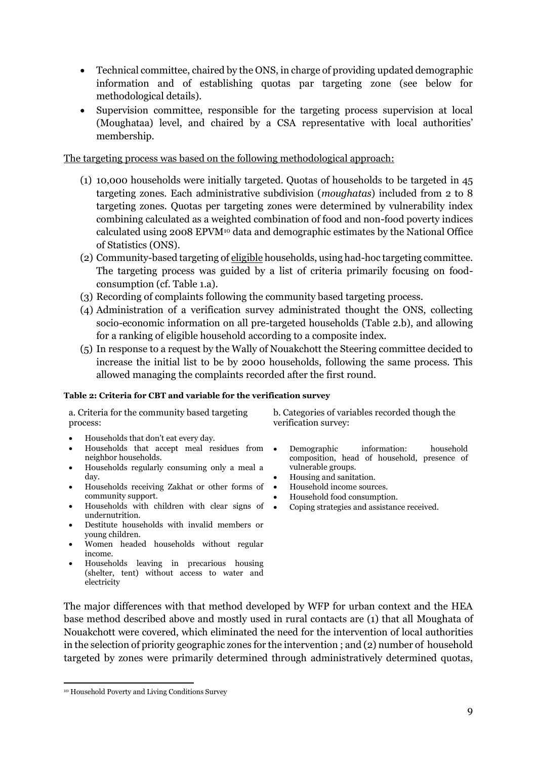- Technical committee, chaired by the ONS, in charge of providing updated demographic information and of establishing quotas par targeting zone (see below for methodological details).
- Supervision committee, responsible for the targeting process supervision at local (Moughataa) level, and chaired by a CSA representative with local authorities' membership.

The targeting process was based on the following methodological approach:

(1) 10,000 households were initially targeted. Quotas of households to be targeted in 45 targeting zones. Each administrative subdivision (*moughatas*) included from 2 to 8 targeting zones. Quotas per targeting zones were determined by vulnerability index combining calculated as a weighted combination of food and non-food poverty indices calculated using 2008 EPVM[10] data and demographic estimates by the National Office of Statistics (ONS).

(2) Community-based targeting of eligible households, using had-hoc targeting committee. The targeting process was guided by a list of criteria primarily focusing on food-consumption (cf. Table 1.a).

(3) Recording of complaints following the community based targeting process.

(4) Administration of a verification survey administrated thought the ONS, collecting socio-economic information on all pre-targeted households (Table 2.b), and allowing for a ranking of eligible household according to a composite index.

(5) In response to a request by the Wally of Nouakchott the Steering committee decided to increase the initial list to be by 2000 households, following the same process. This allowed managing the complaints recorded after the first round.

**Table 2: Criteria for CBT and variable for the verification survey**

| a. Criteria for the community based targeting process: | b. Categories of variables recorded though the verification survey: |
|---|---|
| • Households that don't eat every day.<br>• Households that accept meal residues from neighbor households.<br>• Households regularly consuming only a meal a day.<br>• Households receiving Zakhat or other forms of community support.<br>• Households with children with clear signs of undernutrition.<br>• Destitute households with invalid members or young children.<br>• Women headed households without regular income.<br>• Households leaving in precarious housing (shelter, tent) without access to water and electricity | • Demographic information: household composition, head of household, presence of vulnerable groups.<br>• Housing and sanitation.<br>• Household income sources.<br>• Household food consumption.<br>• Coping strategies and assistance received. |

The major differences with that method developed by WFP for urban context and the HEA base method described above and mostly used in rural contacts are (1) that all Moughata of Nouakchott were covered, which eliminated the need for the intervention of local authorities in the selection of priority geographic zones for the intervention ; and (2) number of household targeted by zones were primarily determined through administratively determined quotas,

[10] Household Poverty and Living Conditions Survey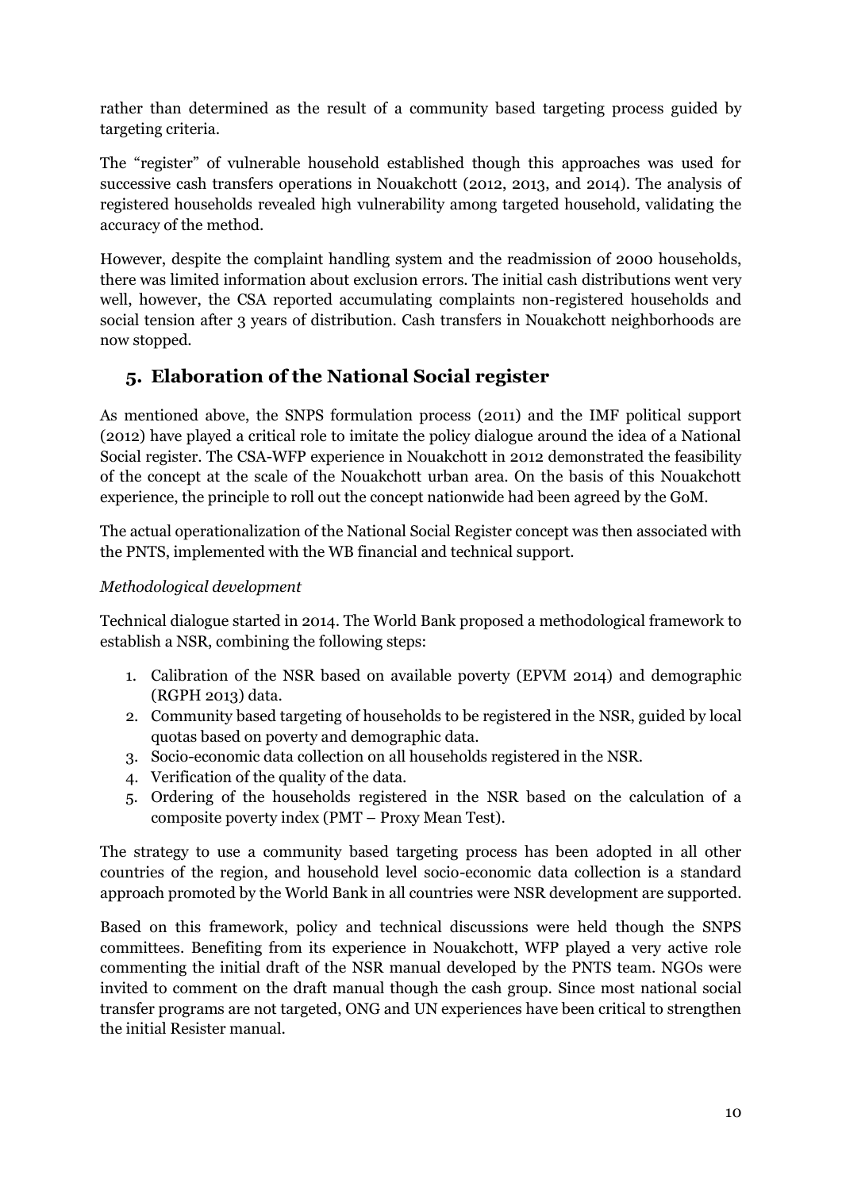rather than determined as the result of a community based targeting process guided by targeting criteria.

The "register" of vulnerable household established though this approaches was used for successive cash transfers operations in Nouakchott (2012, 2013, and 2014). The analysis of registered households revealed high vulnerability among targeted household, validating the accuracy of the method.

However, despite the complaint handling system and the readmission of 2000 households, there was limited information about exclusion errors. The initial cash distributions went very well, however, the CSA reported accumulating complaints non-registered households and social tension after 3 years of distribution. Cash transfers in Nouakchott neighborhoods are now stopped.

## 5. Elaboration of the National Social register

As mentioned above, the SNPS formulation process (2011) and the IMF political support (2012) have played a critical role to imitate the policy dialogue around the idea of a National Social register. The CSA-WFP experience in Nouakchott in 2012 demonstrated the feasibility of the concept at the scale of the Nouakchott urban area. On the basis of this Nouakchott experience, the principle to roll out the concept nationwide had been agreed by the GoM.

The actual operationalization of the National Social Register concept was then associated with the PNTS, implemented with the WB financial and technical support.

*Methodological development*

Technical dialogue started in 2014. The World Bank proposed a methodological framework to establish a NSR, combining the following steps:

1. Calibration of the NSR based on available poverty (EPVM 2014) and demographic (RGPH 2013) data.
2. Community based targeting of households to be registered in the NSR, guided by local quotas based on poverty and demographic data.
3. Socio-economic data collection on all households registered in the NSR.
4. Verification of the quality of the data.
5. Ordering of the households registered in the NSR based on the calculation of a composite poverty index (PMT – Proxy Mean Test).

The strategy to use a community based targeting process has been adopted in all other countries of the region, and household level socio-economic data collection is a standard approach promoted by the World Bank in all countries were NSR development are supported.

Based on this framework, policy and technical discussions were held though the SNPS committees. Benefiting from its experience in Nouakchott, WFP played a very active role commenting the initial draft of the NSR manual developed by the PNTS team. NGOs were invited to comment on the draft manual though the cash group. Since most national social transfer programs are not targeted, ONG and UN experiences have been critical to strengthen the initial Resister manual.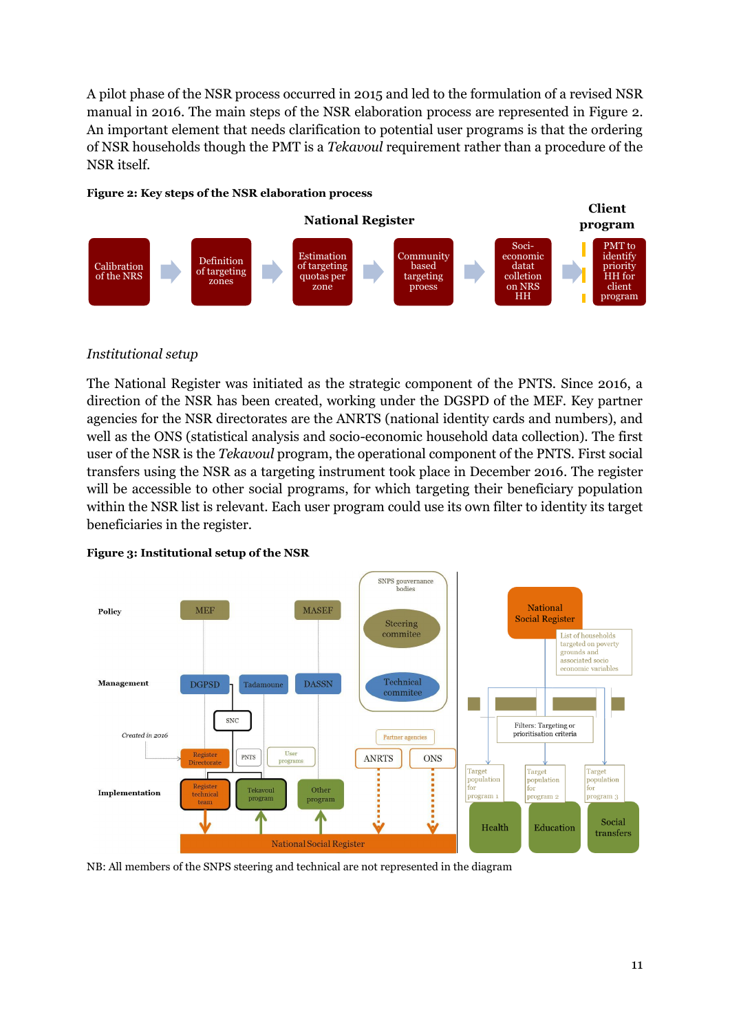A pilot phase of the NSR process occurred in 2015 and led to the formulation of a revised NSR manual in 2016. The main steps of the NSR elaboration process are represented in Figure 2. An important element that needs clarification to potential user programs is that the ordering of NSR households though the PMT is a *Tekavoul* requirement rather than a procedure of the NSR itself.

**Figure 2: Key steps of the NSR elaboration process**

| National Register | | | | | Client program |
|---|---|---|---|---|---|
| Calibration of the NRS | Definition of targeting zones | Estimation of targeting quotas per zone | Community based targeting prosess | Soci-economic datat collection on NRS HH | PMT to identify priority HH for client program |

*Institutional setup*

The National Register was initiated as the strategic component of the PNTS. Since 2016, a direction of the NSR has been created, working under the DGSPD of the MEF. Key partner agencies for the NSR directorates are the ANRTS (national identity cards and numbers), and well as the ONS (statistical analysis and socio-economic household data collection). The first user of the NSR is the *Tekavoul* program, the operational component of the PNTS. First social transfers using the NSR as a targeting instrument took place in December 2016. The register will be accessible to other social programs, for which targeting their beneficiary population within the NSR list is relevant. Each user program could use its own filter to identity its target beneficiaries in the register.

**Figure 3: Institutional setup of the NSR**

NB: All members of the SNPS steering and technical are not represented in the diagram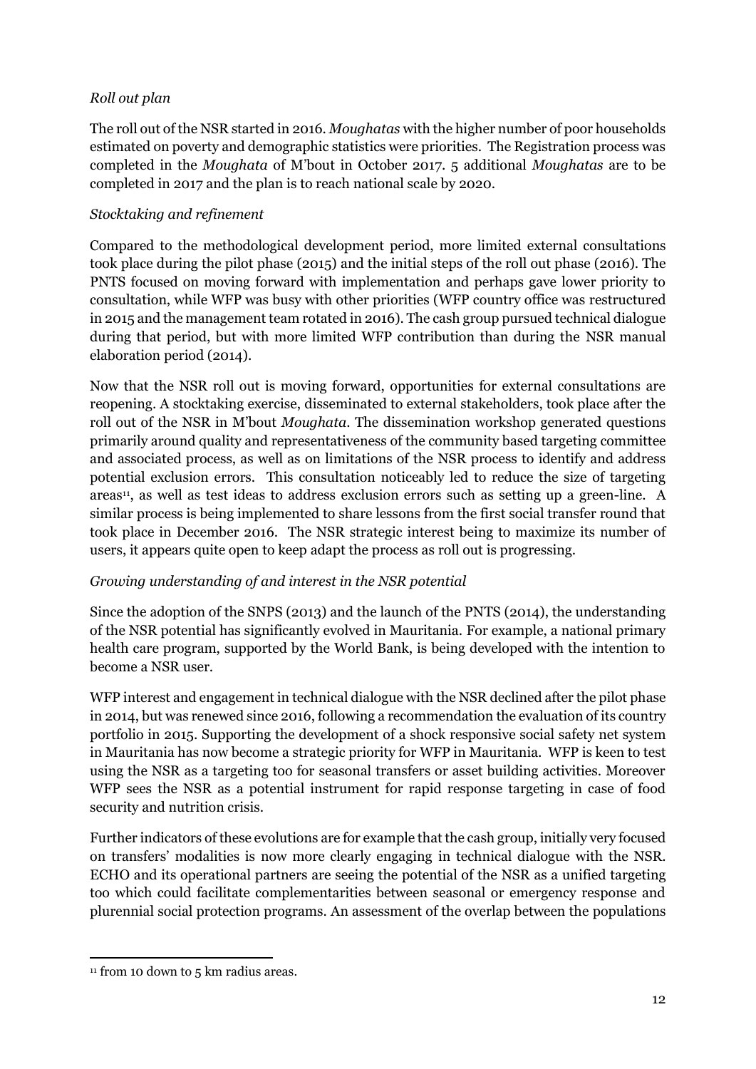*Roll out plan*

The roll out of the NSR started in 2016. *Moughatas* with the higher number of poor households estimated on poverty and demographic statistics were priorities. The Registration process was completed in the *Moughata* of M'bout in October 2017. 5 additional *Moughatas* are to be completed in 2017 and the plan is to reach national scale by 2020.

*Stocktaking and refinement*

Compared to the methodological development period, more limited external consultations took place during the pilot phase (2015) and the initial steps of the roll out phase (2016). The PNTS focused on moving forward with implementation and perhaps gave lower priority to consultation, while WFP was busy with other priorities (WFP country office was restructured in 2015 and the management team rotated in 2016). The cash group pursued technical dialogue during that period, but with more limited WFP contribution than during the NSR manual elaboration period (2014).

Now that the NSR roll out is moving forward, opportunities for external consultations are reopening. A stocktaking exercise, disseminated to external stakeholders, took place after the roll out of the NSR in M'bout *Moughata*. The dissemination workshop generated questions primarily around quality and representativeness of the community based targeting committee and associated process, as well as on limitations of the NSR process to identify and address potential exclusion errors. This consultation noticeably led to reduce the size of targeting areas[11], as well as test ideas to address exclusion errors such as setting up a green-line. A similar process is being implemented to share lessons from the first social transfer round that took place in December 2016. The NSR strategic interest being to maximize its number of users, it appears quite open to keep adapt the process as roll out is progressing.

*Growing understanding of and interest in the NSR potential*

Since the adoption of the SNPS (2013) and the launch of the PNTS (2014), the understanding of the NSR potential has significantly evolved in Mauritania. For example, a national primary health care program, supported by the World Bank, is being developed with the intention to become a NSR user.

WFP interest and engagement in technical dialogue with the NSR declined after the pilot phase in 2014, but was renewed since 2016, following a recommendation the evaluation of its country portfolio in 2015. Supporting the development of a shock responsive social safety net system in Mauritania has now become a strategic priority for WFP in Mauritania. WFP is keen to test using the NSR as a targeting too for seasonal transfers or asset building activities. Moreover WFP sees the NSR as a potential instrument for rapid response targeting in case of food security and nutrition crisis.

Further indicators of these evolutions are for example that the cash group, initially very focused on transfers' modalities is now more clearly engaging in technical dialogue with the NSR. ECHO and its operational partners are seeing the potential of the NSR as a unified targeting too which could facilitate complementarities between seasonal or emergency response and plurennial social protection programs. An assessment of the overlap between the populations

[11] from 10 down to 5 km radius areas.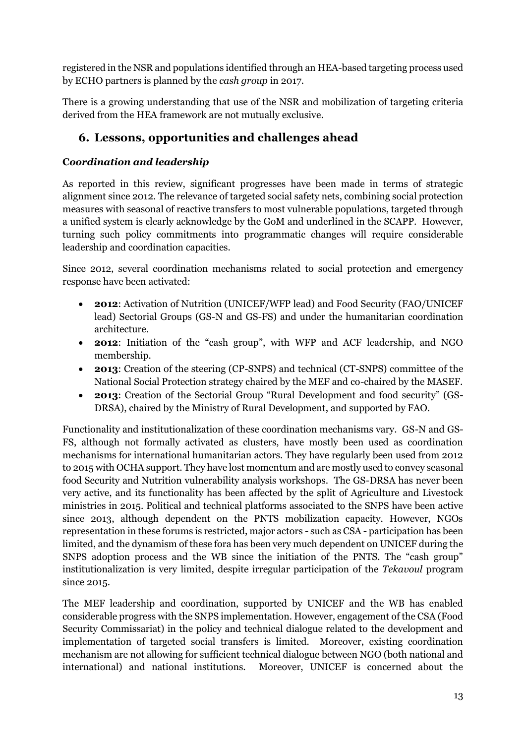registered in the NSR and populations identified through an HEA-based targeting process used by ECHO partners is planned by the *cash group* in 2017.

There is a growing understanding that use of the NSR and mobilization of targeting criteria derived from the HEA framework are not mutually exclusive.

## 6. Lessons, opportunities and challenges ahead

### *Coordination and leadership*

As reported in this review, significant progresses have been made in terms of strategic alignment since 2012. The relevance of targeted social safety nets, combining social protection measures with seasonal of reactive transfers to most vulnerable populations, targeted through a unified system is clearly acknowledge by the GoM and underlined in the SCAPP. However, turning such policy commitments into programmatic changes will require considerable leadership and coordination capacities.

Since 2012, several coordination mechanisms related to social protection and emergency response have been activated:

- **2012**: Activation of Nutrition (UNICEF/WFP lead) and Food Security (FAO/UNICEF lead) Sectorial Groups (GS-N and GS-FS) and under the humanitarian coordination architecture.
- **2012**: Initiation of the "cash group", with WFP and ACF leadership, and NGO membership.
- **2013**: Creation of the steering (CP-SNPS) and technical (CT-SNPS) committee of the National Social Protection strategy chaired by the MEF and co-chaired by the MASEF.
- **2013**: Creation of the Sectorial Group "Rural Development and food security" (GS-DRSA), chaired by the Ministry of Rural Development, and supported by FAO.

Functionality and institutionalization of these coordination mechanisms vary. GS-N and GS-FS, although not formally activated as clusters, have mostly been used as coordination mechanisms for international humanitarian actors. They have regularly been used from 2012 to 2015 with OCHA support. They have lost momentum and are mostly used to convey seasonal food Security and Nutrition vulnerability analysis workshops. The GS-DRSA has never been very active, and its functionality has been affected by the split of Agriculture and Livestock ministries in 2015. Political and technical platforms associated to the SNPS have been active since 2013, although dependent on the PNTS mobilization capacity. However, NGOs representation in these forums is restricted, major actors - such as CSA - participation has been limited, and the dynamism of these fora has been very much dependent on UNICEF during the SNPS adoption process and the WB since the initiation of the PNTS. The "cash group" institutionalization is very limited, despite irregular participation of the *Tekavoul* program since 2015.

The MEF leadership and coordination, supported by UNICEF and the WB has enabled considerable progress with the SNPS implementation. However, engagement of the CSA (Food Security Commissariat) in the policy and technical dialogue related to the development and implementation of targeted social transfers is limited. Moreover, existing coordination mechanism are not allowing for sufficient technical dialogue between NGO (both national and international) and national institutions. Moreover, UNICEF is concerned about the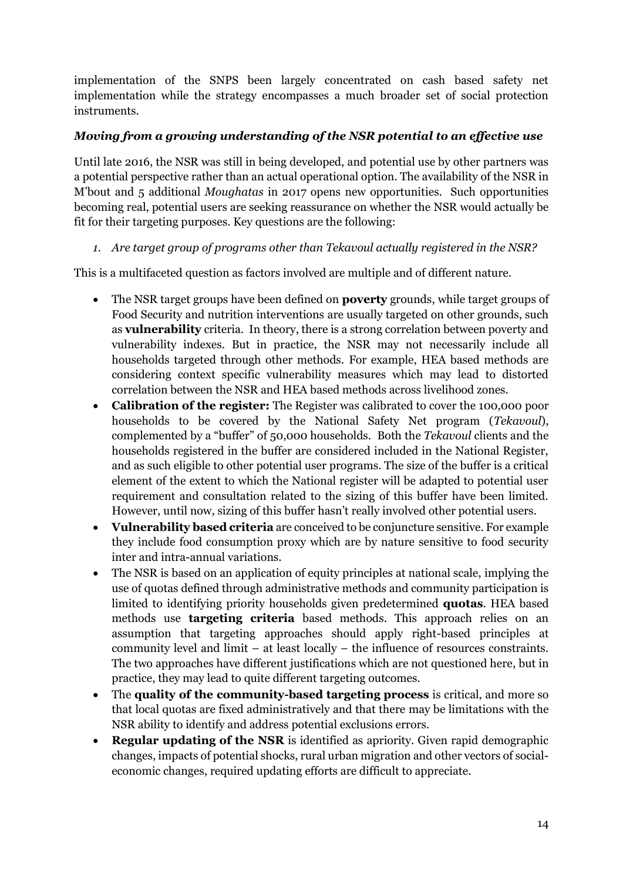implementation of the SNPS been largely concentrated on cash based safety net implementation while the strategy encompasses a much broader set of social protection instruments.

### *Moving from a growing understanding of the NSR potential to an effective use*

Until late 2016, the NSR was still in being developed, and potential use by other partners was a potential perspective rather than an actual operational option. The availability of the NSR in M'bout and 5 additional *Moughatas* in 2017 opens new opportunities. Such opportunities becoming real, potential users are seeking reassurance on whether the NSR would actually be fit for their targeting purposes. Key questions are the following:

1. *Are target group of programs other than Tekavoul actually registered in the NSR?*

This is a multifaceted question as factors involved are multiple and of different nature.

- The NSR target groups have been defined on **poverty** grounds, while target groups of Food Security and nutrition interventions are usually targeted on other grounds, such as **vulnerability** criteria. In theory, there is a strong correlation between poverty and vulnerability indexes. But in practice, the NSR may not necessarily include all households targeted through other methods. For example, HEA based methods are considering context specific vulnerability measures which may lead to distorted correlation between the NSR and HEA based methods across livelihood zones.
- **Calibration of the register:** The Register was calibrated to cover the 100,000 poor households to be covered by the National Safety Net program (*Tekavoul*), complemented by a "buffer" of 50,000 households. Both the *Tekavoul* clients and the households registered in the buffer are considered included in the National Register, and as such eligible to other potential user programs. The size of the buffer is a critical element of the extent to which the National register will be adapted to potential user requirement and consultation related to the sizing of this buffer have been limited. However, until now, sizing of this buffer hasn't really involved other potential users.
- **Vulnerability based criteria** are conceived to be conjuncture sensitive. For example they include food consumption proxy which are by nature sensitive to food security inter and intra-annual variations.
- The NSR is based on an application of equity principles at national scale, implying the use of quotas defined through administrative methods and community participation is limited to identifying priority households given predetermined **quotas**. HEA based methods use **targeting criteria** based methods. This approach relies on an assumption that targeting approaches should apply right-based principles at community level and limit – at least locally – the influence of resources constraints. The two approaches have different justifications which are not questioned here, but in practice, they may lead to quite different targeting outcomes.
- The **quality of the community-based targeting process** is critical, and more so that local quotas are fixed administratively and that there may be limitations with the NSR ability to identify and address potential exclusions errors.
- **Regular updating of the NSR** is identified as apriority. Given rapid demographic changes, impacts of potential shocks, rural urban migration and other vectors of social-economic changes, required updating efforts are difficult to appreciate.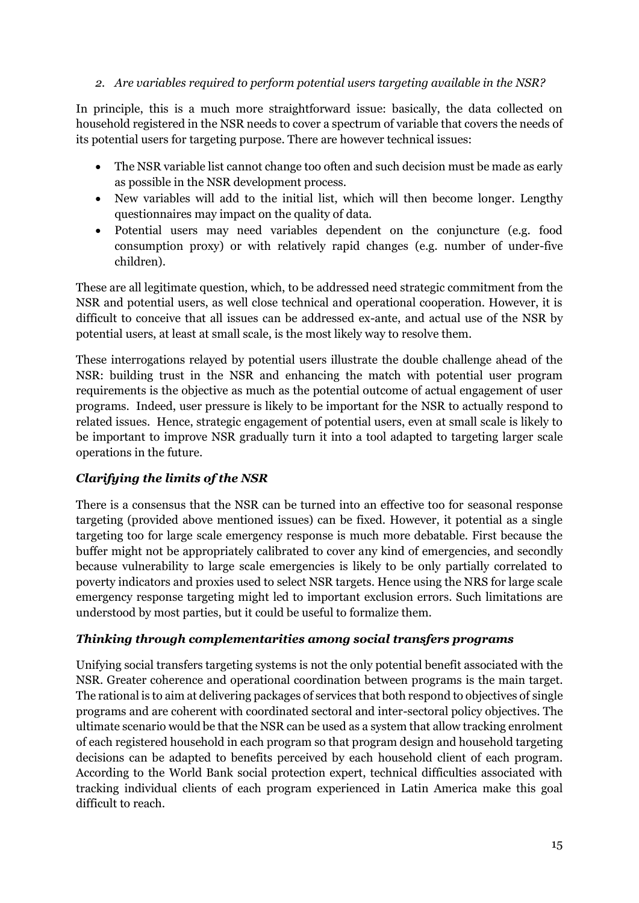*2. Are variables required to perform potential users targeting available in the NSR?*

In principle, this is a much more straightforward issue: basically, the data collected on household registered in the NSR needs to cover a spectrum of variable that covers the needs of its potential users for targeting purpose. There are however technical issues:

- The NSR variable list cannot change too often and such decision must be made as early as possible in the NSR development process.
- New variables will add to the initial list, which will then become longer. Lengthy questionnaires may impact on the quality of data.
- Potential users may need variables dependent on the conjuncture (e.g. food consumption proxy) or with relatively rapid changes (e.g. number of under-five children).

These are all legitimate question, which, to be addressed need strategic commitment from the NSR and potential users, as well close technical and operational cooperation. However, it is difficult to conceive that all issues can be addressed ex-ante, and actual use of the NSR by potential users, at least at small scale, is the most likely way to resolve them.

These interrogations relayed by potential users illustrate the double challenge ahead of the NSR: building trust in the NSR and enhancing the match with potential user program requirements is the objective as much as the potential outcome of actual engagement of user programs. Indeed, user pressure is likely to be important for the NSR to actually respond to related issues. Hence, strategic engagement of potential users, even at small scale is likely to be important to improve NSR gradually turn it into a tool adapted to targeting larger scale operations in the future.

### *Clarifying the limits of the NSR*

There is a consensus that the NSR can be turned into an effective too for seasonal response targeting (provided above mentioned issues) can be fixed. However, it potential as a single targeting too for large scale emergency response is much more debatable. First because the buffer might not be appropriately calibrated to cover any kind of emergencies, and secondly because vulnerability to large scale emergencies is likely to be only partially correlated to poverty indicators and proxies used to select NSR targets. Hence using the NRS for large scale emergency response targeting might led to important exclusion errors. Such limitations are understood by most parties, but it could be useful to formalize them.

### *Thinking through complementarities among social transfers programs*

Unifying social transfers targeting systems is not the only potential benefit associated with the NSR. Greater coherence and operational coordination between programs is the main target. The rational is to aim at delivering packages of services that both respond to objectives of single programs and are coherent with coordinated sectoral and inter-sectoral policy objectives. The ultimate scenario would be that the NSR can be used as a system that allow tracking enrolment of each registered household in each program so that program design and household targeting decisions can be adapted to benefits perceived by each household client of each program. According to the World Bank social protection expert, technical difficulties associated with tracking individual clients of each program experienced in Latin America make this goal difficult to reach.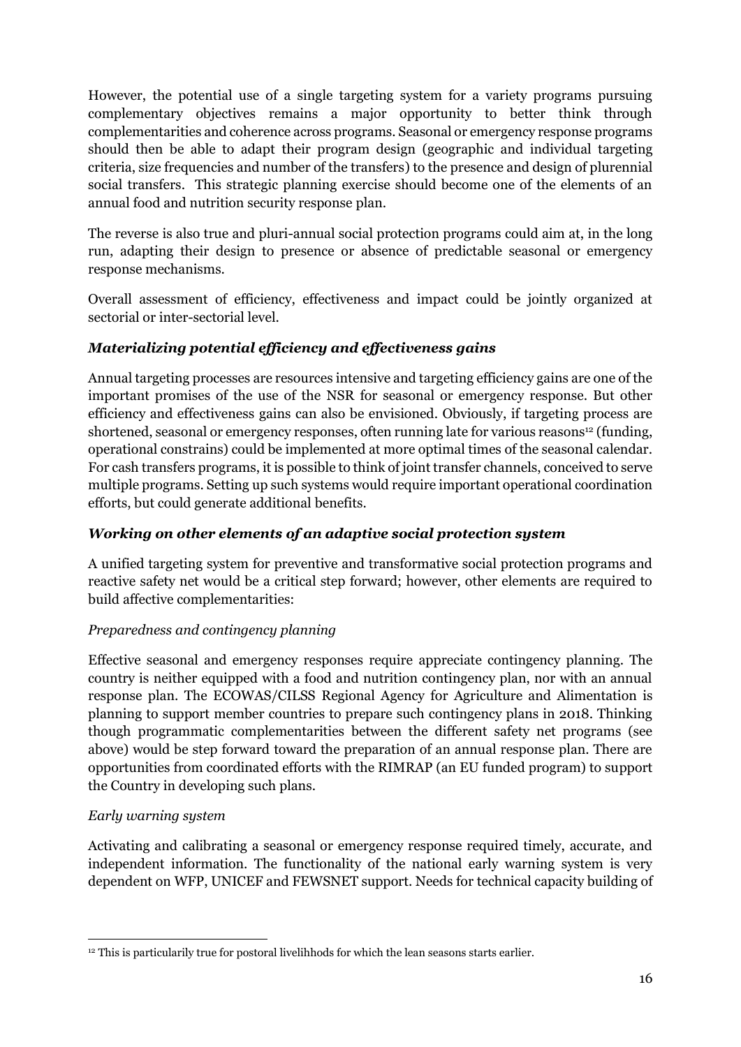However, the potential use of a single targeting system for a variety programs pursuing complementary objectives remains a major opportunity to better think through complementarities and coherence across programs. Seasonal or emergency response programs should then be able to adapt their program design (geographic and individual targeting criteria, size frequencies and number of the transfers) to the presence and design of plurennial social transfers. This strategic planning exercise should become one of the elements of an annual food and nutrition security response plan.

The reverse is also true and pluri-annual social protection programs could aim at, in the long run, adapting their design to presence or absence of predictable seasonal or emergency response mechanisms.

Overall assessment of efficiency, effectiveness and impact could be jointly organized at sectorial or inter-sectorial level.

### *Materializing potential efficiency and effectiveness gains*

Annual targeting processes are resources intensive and targeting efficiency gains are one of the important promises of the use of the NSR for seasonal or emergency response. But other efficiency and effectiveness gains can also be envisioned. Obviously, if targeting process are shortened, seasonal or emergency responses, often running late for various reasons[12] (funding, operational constrains) could be implemented at more optimal times of the seasonal calendar. For cash transfers programs, it is possible to think of joint transfer channels, conceived to serve multiple programs. Setting up such systems would require important operational coordination efforts, but could generate additional benefits.

### *Working on other elements of an adaptive social protection system*

A unified targeting system for preventive and transformative social protection programs and reactive safety net would be a critical step forward; however, other elements are required to build affective complementarities:

*Preparedness and contingency planning*

Effective seasonal and emergency responses require appreciate contingency planning. The country is neither equipped with a food and nutrition contingency plan, nor with an annual response plan. The ECOWAS/CILSS Regional Agency for Agriculture and Alimentation is planning to support member countries to prepare such contingency plans in 2018. Thinking though programmatic complementarities between the different safety net programs (see above) would be step forward toward the preparation of an annual response plan. There are opportunities from coordinated efforts with the RIMRAP (an EU funded program) to support the Country in developing such plans.

*Early warning system*

Activating and calibrating a seasonal or emergency response required timely, accurate, and independent information. The functionality of the national early warning system is very dependent on WFP, UNICEF and FEWSNET support. Needs for technical capacity building of

---

[12] This is particularily true for postoral livelihhods for which the lean seasons starts earlier.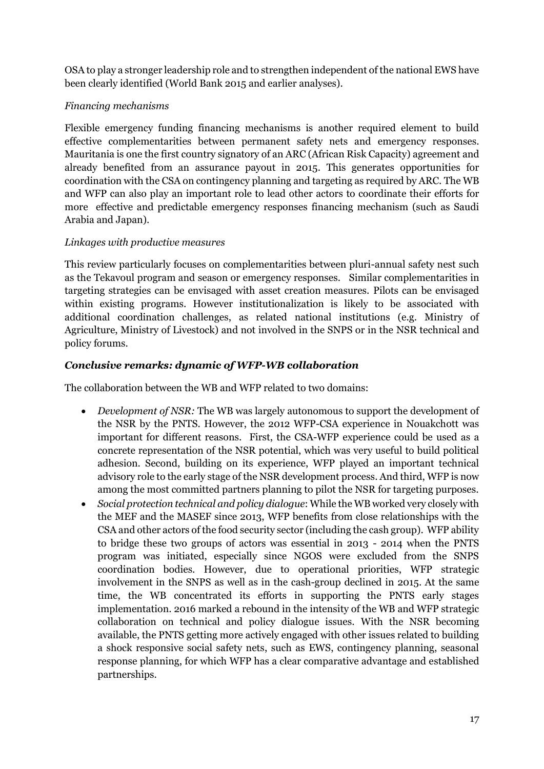OSA to play a stronger leadership role and to strengthen independent of the national EWS have been clearly identified (World Bank 2015 and earlier analyses).

*Financing mechanisms*

Flexible emergency funding financing mechanisms is another required element to build effective complementarities between permanent safety nets and emergency responses. Mauritania is one the first country signatory of an ARC (African Risk Capacity) agreement and already benefited from an assurance payout in 2015. This generates opportunities for coordination with the CSA on contingency planning and targeting as required by ARC. The WB and WFP can also play an important role to lead other actors to coordinate their efforts for more effective and predictable emergency responses financing mechanism (such as Saudi Arabia and Japan).

*Linkages with productive measures*

This review particularly focuses on complementarities between pluri-annual safety nest such as the Tekavoul program and season or emergency responses. Similar complementarities in targeting strategies can be envisaged with asset creation measures. Pilots can be envisaged within existing programs. However institutionalization is likely to be associated with additional coordination challenges, as related national institutions (e.g. Ministry of Agriculture, Ministry of Livestock) and not involved in the SNPS or in the NSR technical and policy forums.

### *Conclusive remarks: dynamic of WFP-WB collaboration*

The collaboration between the WB and WFP related to two domains:

- *Development of NSR:* The WB was largely autonomous to support the development of the NSR by the PNTS. However, the 2012 WFP-CSA experience in Nouakchott was important for different reasons. First, the CSA-WFP experience could be used as a concrete representation of the NSR potential, which was very useful to build political adhesion. Second, building on its experience, WFP played an important technical advisory role to the early stage of the NSR development process. And third, WFP is now among the most committed partners planning to pilot the NSR for targeting purposes.
- *Social protection technical and policy dialogue*: While the WB worked very closely with the MEF and the MASEF since 2013, WFP benefits from close relationships with the CSA and other actors of the food security sector (including the cash group). WFP ability to bridge these two groups of actors was essential in 2013 - 2014 when the PNTS program was initiated, especially since NGOS were excluded from the SNPS coordination bodies. However, due to operational priorities, WFP strategic involvement in the SNPS as well as in the cash-group declined in 2015. At the same time, the WB concentrated its efforts in supporting the PNTS early stages implementation. 2016 marked a rebound in the intensity of the WB and WFP strategic collaboration on technical and policy dialogue issues. With the NSR becoming available, the PNTS getting more actively engaged with other issues related to building a shock responsive social safety nets, such as EWS, contingency planning, seasonal response planning, for which WFP has a clear comparative advantage and established partnerships.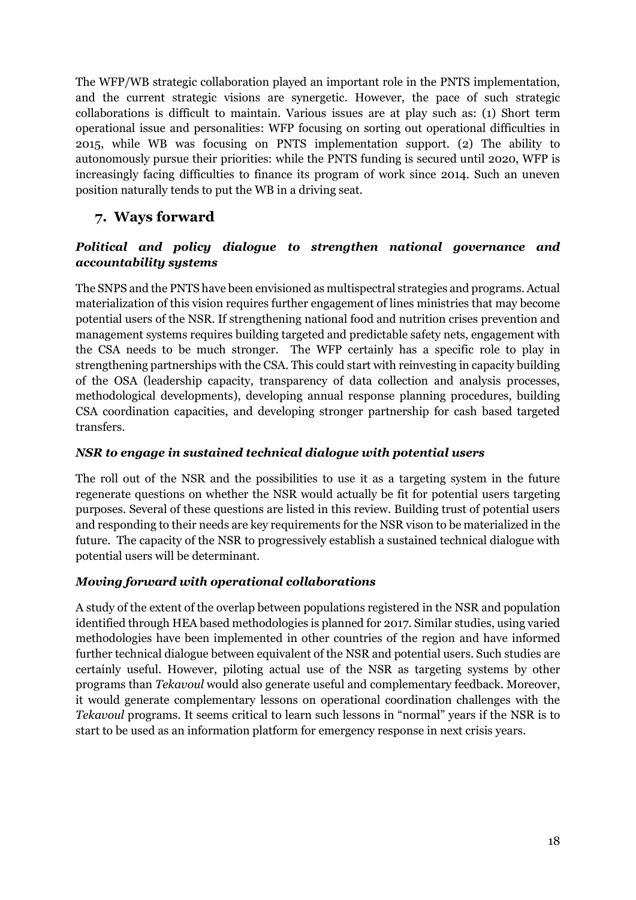The WFP/WB strategic collaboration played an important role in the PNTS implementation, and the current strategic visions are synergetic. However, the pace of such strategic collaborations is difficult to maintain. Various issues are at play such as: (1) Short term operational issue and personalities: WFP focusing on sorting out operational difficulties in 2015, while WB was focusing on PNTS implementation support. (2) The ability to autonomously pursue their priorities: while the PNTS funding is secured until 2020, WFP is increasingly facing difficulties to finance its program of work since 2014. Such an uneven position naturally tends to put the WB in a driving seat.

## 7. Ways forward

### *Political and policy dialogue to strengthen national governance and accountability systems*

The SNPS and the PNTS have been envisioned as multispectral strategies and programs. Actual materialization of this vision requires further engagement of lines ministries that may become potential users of the NSR. If strengthening national food and nutrition crises prevention and management systems requires building targeted and predictable safety nets, engagement with the CSA needs to be much stronger. The WFP certainly has a specific role to play in strengthening partnerships with the CSA. This could start with reinvesting in capacity building of the OSA (leadership capacity, transparency of data collection and analysis processes, methodological developments), developing annual response planning procedures, building CSA coordination capacities, and developing stronger partnership for cash based targeted transfers.

### *NSR to engage in sustained technical dialogue with potential users*

The roll out of the NSR and the possibilities to use it as a targeting system in the future regenerate questions on whether the NSR would actually be fit for potential users targeting purposes. Several of these questions are listed in this review. Building trust of potential users and responding to their needs are key requirements for the NSR vison to be materialized in the future. The capacity of the NSR to progressively establish a sustained technical dialogue with potential users will be determinant.

### *Moving forward with operational collaborations*

A study of the extent of the overlap between populations registered in the NSR and population identified through HEA based methodologies is planned for 2017. Similar studies, using varied methodologies have been implemented in other countries of the region and have informed further technical dialogue between equivalent of the NSR and potential users. Such studies are certainly useful. However, piloting actual use of the NSR as targeting systems by other programs than *Tekavoul* would also generate useful and complementary feedback. Moreover, it would generate complementary lessons on operational coordination challenges with the *Tekavoul* programs. It seems critical to learn such lessons in "normal" years if the NSR is to start to be used as an information platform for emergency response in next crisis years.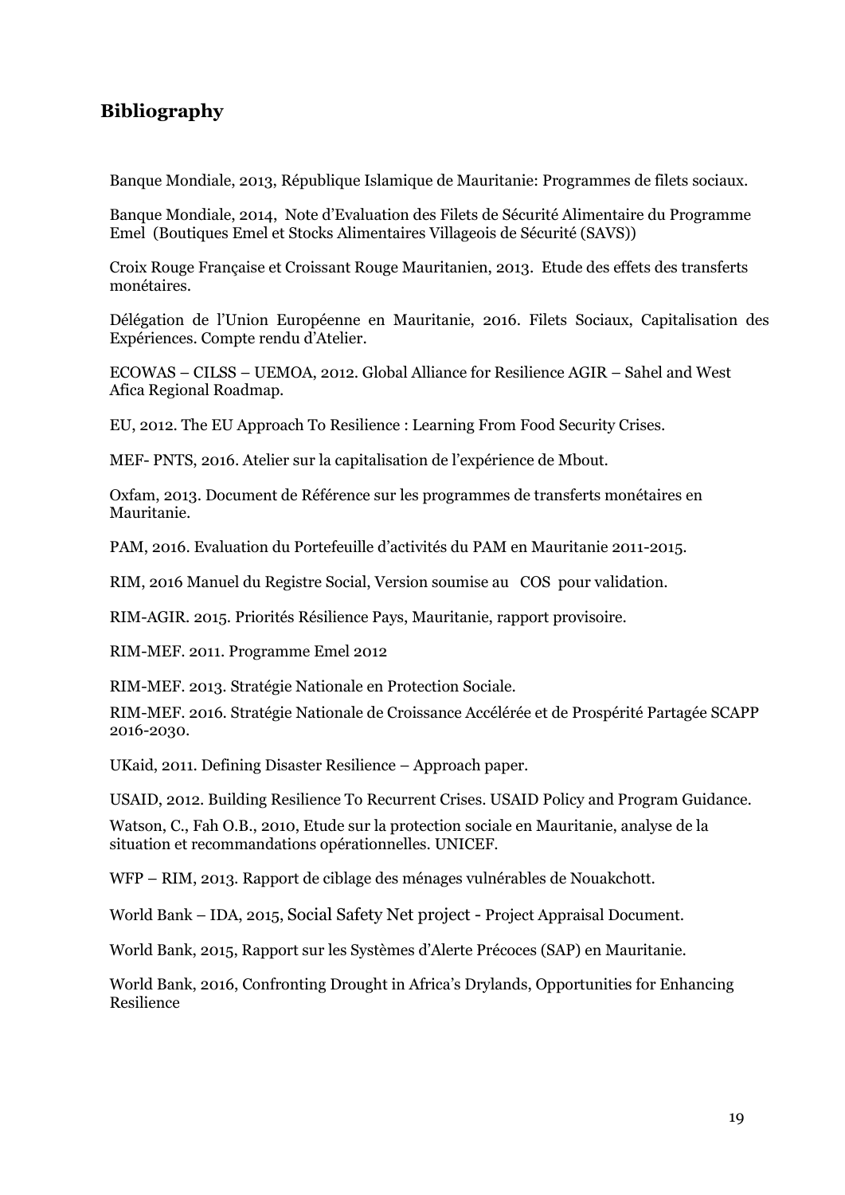## Bibliography

Banque Mondiale, 2013, République Islamique de Mauritanie: Programmes de filets sociaux.

Banque Mondiale, 2014, Note d'Evaluation des Filets de Sécurité Alimentaire du Programme Emel (Boutiques Emel et Stocks Alimentaires Villageois de Sécurité (SAVS))

Croix Rouge Française et Croissant Rouge Mauritanien, 2013. Etude des effets des transferts monétaires.

Délégation de l'Union Européenne en Mauritanie, 2016. Filets Sociaux, Capitalisation des Expériences. Compte rendu d'Atelier.

ECOWAS – CILSS – UEMOA, 2012. Global Alliance for Resilience AGIR – Sahel and West Afica Regional Roadmap.

EU, 2012. The EU Approach To Resilience : Learning From Food Security Crises.

MEF- PNTS, 2016. Atelier sur la capitalisation de l'expérience de Mbout.

Oxfam, 2013. Document de Référence sur les programmes de transferts monétaires en Mauritanie.

PAM, 2016. Evaluation du Portefeuille d'activités du PAM en Mauritanie 2011-2015.

RIM, 2016 Manuel du Registre Social, Version soumise au COS pour validation.

RIM-AGIR. 2015. Priorités Résilience Pays, Mauritanie, rapport provisoire.

RIM-MEF. 2011. Programme Emel 2012

RIM-MEF. 2013. Stratégie Nationale en Protection Sociale.

RIM-MEF. 2016. Stratégie Nationale de Croissance Accélérée et de Prospérité Partagée SCAPP 2016-2030.

UKaid, 2011. Defining Disaster Resilience – Approach paper.

USAID, 2012. Building Resilience To Recurrent Crises. USAID Policy and Program Guidance.

Watson, C., Fah O.B., 2010, Etude sur la protection sociale en Mauritanie, analyse de la situation et recommandations opérationnelles. UNICEF.

WFP – RIM, 2013. Rapport de ciblage des ménages vulnérables de Nouakchott.

World Bank – IDA, 2015, Social Safety Net project - Project Appraisal Document.

World Bank, 2015, Rapport sur les Systèmes d'Alerte Précoces (SAP) en Mauritanie.

World Bank, 2016, Confronting Drought in Africa's Drylands, Opportunities for Enhancing Resilience